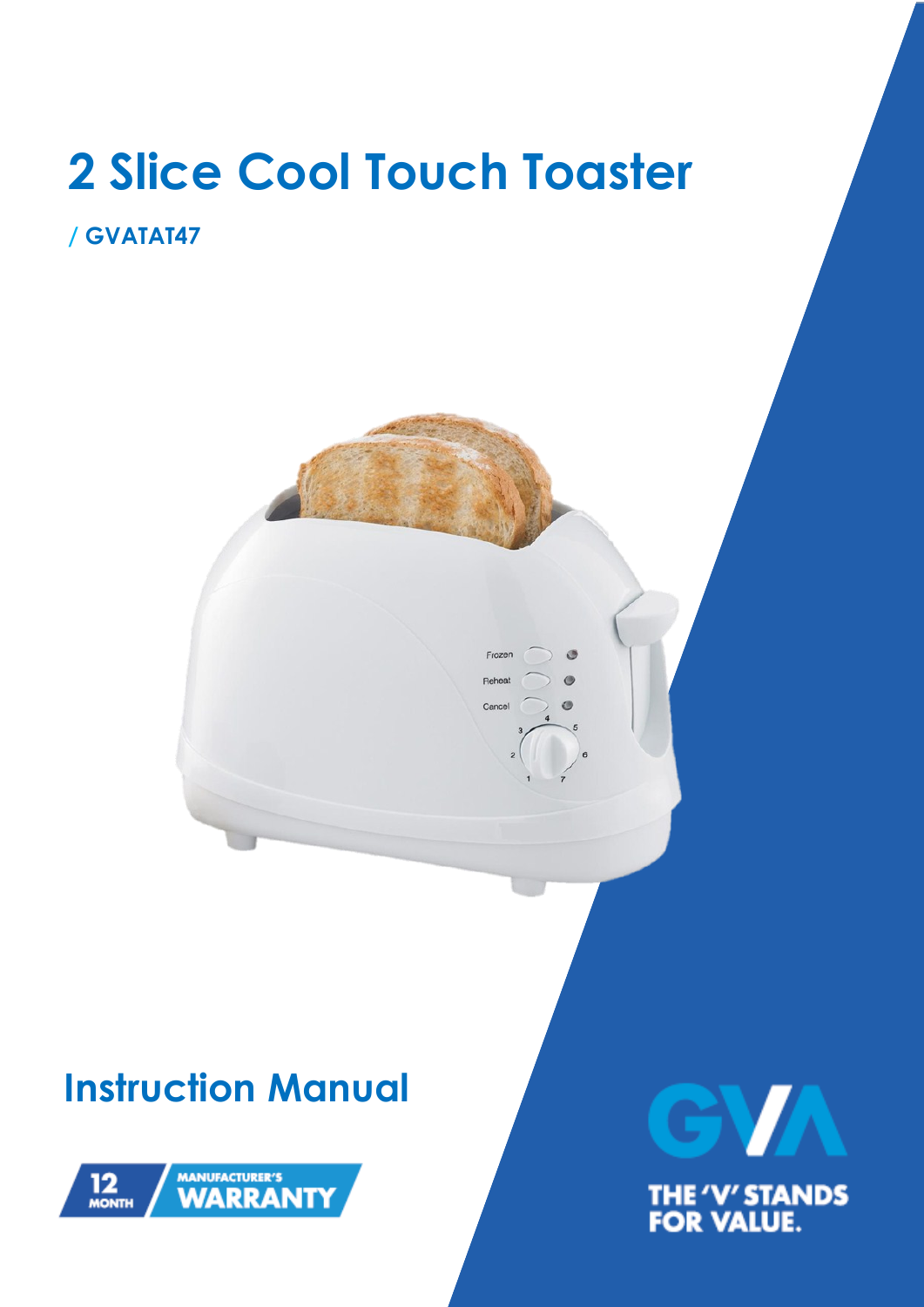# 2 Slice Cool Touch Toaster

**/ GVATAT47**

## Instruction Manual

12 MONTH MANUFACTURER'S WARRANTY

GVA

THE 'V' STANDS FOR VALUE.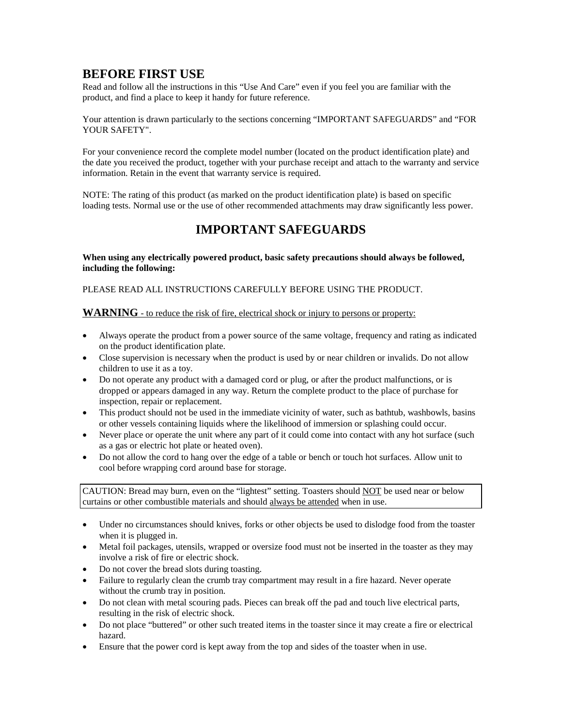## BEFORE FIRST USE

Read and follow all the instructions in this "Use And Care" even if you feel you are familiar with the product, and find a place to keep it handy for future reference.

Your attention is drawn particularly to the sections concerning "IMPORTANT SAFEGUARDS" and "FOR YOUR SAFETY".

For your convenience record the complete model number (located on the product identification plate) and the date you received the product, together with your purchase receipt and attach to the warranty and service information. Retain in the event that warranty service is required.

NOTE: The rating of this product (as marked on the product identification plate) is based on specific loading tests. Normal use or the use of other recommended attachments may draw significantly less power.

## IMPORTANT SAFEGUARDS

**When using any electrically powered product, basic safety precautions should always be followed, including the following:**

PLEASE READ ALL INSTRUCTIONS CAREFULLY BEFORE USING THE PRODUCT.

**WARNING** - to reduce the risk of fire, electrical shock or injury to persons or property:

- Always operate the product from a power source of the same voltage, frequency and rating as indicated on the product identification plate.
- Close supervision is necessary when the product is used by or near children or invalids. Do not allow children to use it as a toy.
- Do not operate any product with a damaged cord or plug, or after the product malfunctions, or is dropped or appears damaged in any way. Return the complete product to the place of purchase for inspection, repair or replacement.
- This product should not be used in the immediate vicinity of water, such as bathtub, washbowls, basins or other vessels containing liquids where the likelihood of immersion or splashing could occur.
- Never place or operate the unit where any part of it could come into contact with any hot surface (such as a gas or electric hot plate or heated oven).
- Do not allow the cord to hang over the edge of a table or bench or touch hot surfaces. Allow unit to cool before wrapping cord around base for storage.

CAUTION: Bread may burn, even on the "lightest" setting. Toasters should NOT be used near or below curtains or other combustible materials and should always be attended when in use.

- Under no circumstances should knives, forks or other objects be used to dislodge food from the toaster when it is plugged in.
- Metal foil packages, utensils, wrapped or oversize food must not be inserted in the toaster as they may involve a risk of fire or electric shock.
- Do not cover the bread slots during toasting.
- Failure to regularly clean the crumb tray compartment may result in a fire hazard. Never operate without the crumb tray in position.
- Do not clean with metal scouring pads. Pieces can break off the pad and touch live electrical parts, resulting in the risk of electric shock.
- Do not place "buttered" or other such treated items in the toaster since it may create a fire or electrical hazard.
- Ensure that the power cord is kept away from the top and sides of the toaster when in use.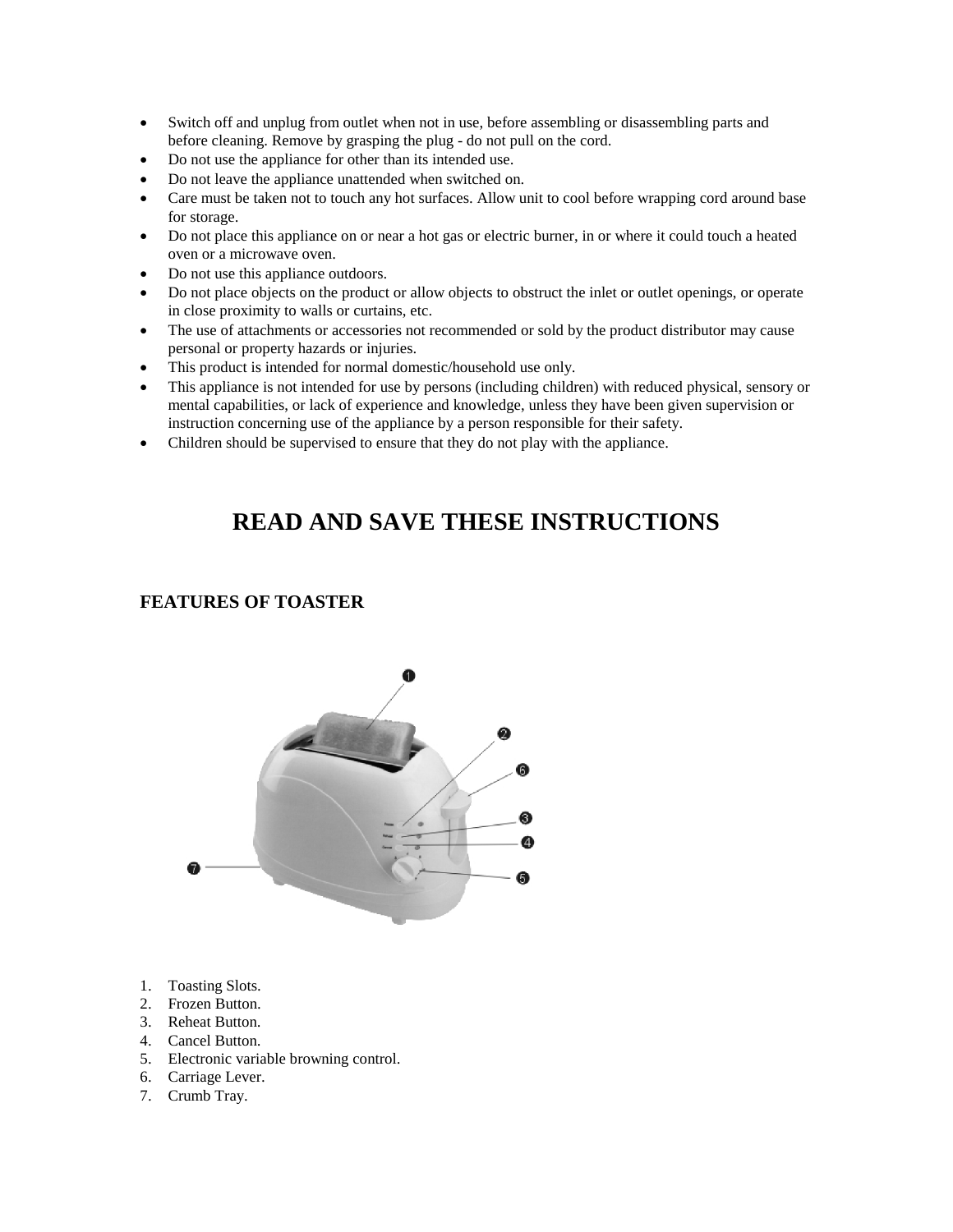- Switch off and unplug from outlet when not in use, before assembling or disassembling parts and before cleaning. Remove by grasping the plug - do not pull on the cord.
- Do not use the appliance for other than its intended use.
- Do not leave the appliance unattended when switched on.
- Care must be taken not to touch any hot surfaces. Allow unit to cool before wrapping cord around base for storage.
- Do not place this appliance on or near a hot gas or electric burner, in or where it could touch a heated oven or a microwave oven.
- Do not use this appliance outdoors.
- Do not place objects on the product or allow objects to obstruct the inlet or outlet openings, or operate in close proximity to walls or curtains, etc.
- The use of attachments or accessories not recommended or sold by the product distributor may cause personal or property hazards or injuries.
- This product is intended for normal domestic/household use only.
- This appliance is not intended for use by persons (including children) with reduced physical, sensory or mental capabilities, or lack of experience and knowledge, unless they have been given supervision or instruction concerning use of the appliance by a person responsible for their safety.
- Children should be supervised to ensure that they do not play with the appliance.

# READ AND SAVE THESE INSTRUCTIONS

## FEATURES OF TOASTER

1. Toasting Slots.
2. Frozen Button.
3. Reheat Button.
4. Cancel Button.
5. Electronic variable browning control.
6. Carriage Lever.
7. Crumb Tray.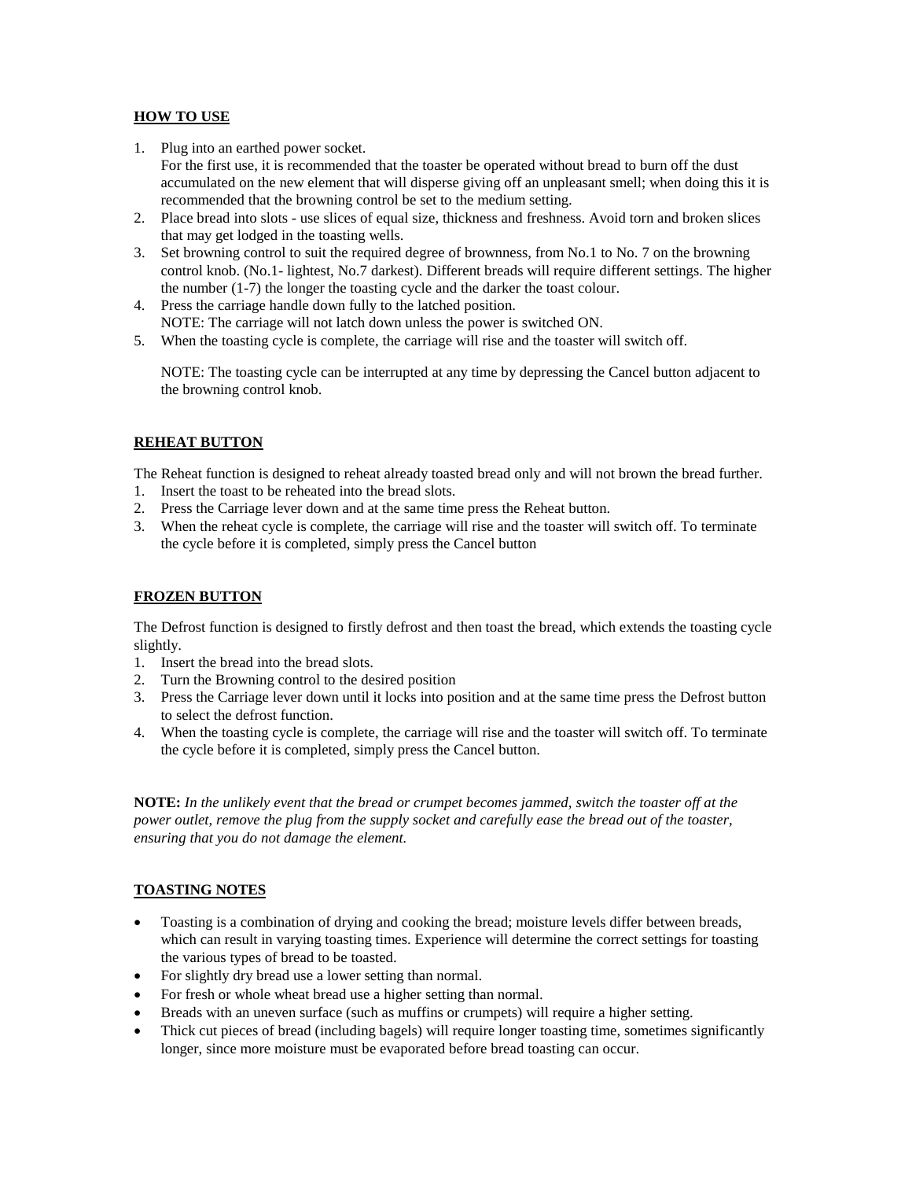## HOW TO USE

1. Plug into an earthed power socket.
   For the first use, it is recommended that the toaster be operated without bread to burn off the dust accumulated on the new element that will disperse giving off an unpleasant smell; when doing this it is recommended that the browning control be set to the medium setting.
2. Place bread into slots - use slices of equal size, thickness and freshness. Avoid torn and broken slices that may get lodged in the toasting wells.
3. Set browning control to suit the required degree of brownness, from No.1 to No. 7 on the browning control knob. (No.1- lightest, No.7 darkest). Different breads will require different settings. The higher the number (1-7) the longer the toasting cycle and the darker the toast colour.
4. Press the carriage handle down fully to the latched position.
   NOTE: The carriage will not latch down unless the power is switched ON.
5. When the toasting cycle is complete, the carriage will rise and the toaster will switch off.

   NOTE: The toasting cycle can be interrupted at any time by depressing the Cancel button adjacent to the browning control knob.

## REHEAT BUTTON

The Reheat function is designed to reheat already toasted bread only and will not brown the bread further.

1. Insert the toast to be reheated into the bread slots.
2. Press the Carriage lever down and at the same time press the Reheat button.
3. When the reheat cycle is complete, the carriage will rise and the toaster will switch off. To terminate the cycle before it is completed, simply press the Cancel button

## FROZEN BUTTON

The Defrost function is designed to firstly defrost and then toast the bread, which extends the toasting cycle slightly.

1. Insert the bread into the bread slots.
2. Turn the Browning control to the desired position
3. Press the Carriage lever down until it locks into position and at the same time press the Defrost button to select the defrost function.
4. When the toasting cycle is complete, the carriage will rise and the toaster will switch off. To terminate the cycle before it is completed, simply press the Cancel button.

**NOTE:** *In the unlikely event that the bread or crumpet becomes jammed, switch the toaster off at the power outlet, remove the plug from the supply socket and carefully ease the bread out of the toaster, ensuring that you do not damage the element.*

## TOASTING NOTES

- Toasting is a combination of drying and cooking the bread; moisture levels differ between breads, which can result in varying toasting times. Experience will determine the correct settings for toasting the various types of bread to be toasted.
- For slightly dry bread use a lower setting than normal.
- For fresh or whole wheat bread use a higher setting than normal.
- Breads with an uneven surface (such as muffins or crumpets) will require a higher setting.
- Thick cut pieces of bread (including bagels) will require longer toasting time, sometimes significantly longer, since more moisture must be evaporated before bread toasting can occur.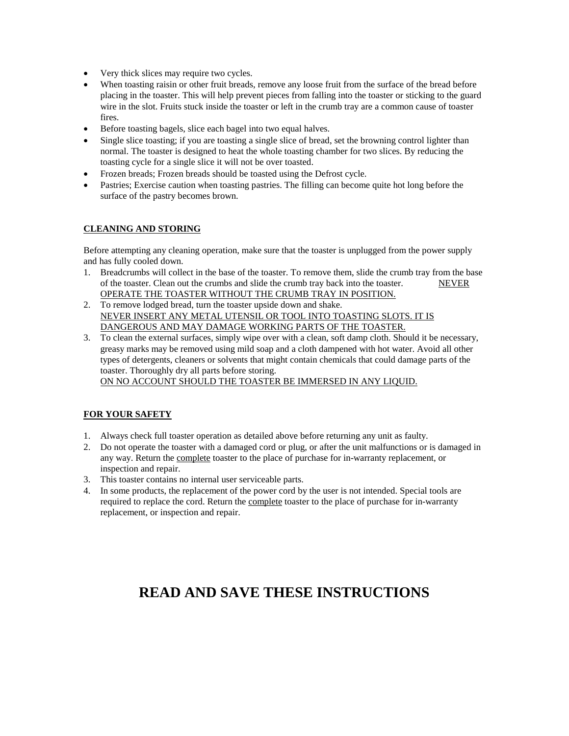- Very thick slices may require two cycles.
- When toasting raisin or other fruit breads, remove any loose fruit from the surface of the bread before placing in the toaster. This will help prevent pieces from falling into the toaster or sticking to the guard wire in the slot. Fruits stuck inside the toaster or left in the crumb tray are a common cause of toaster fires.
- Before toasting bagels, slice each bagel into two equal halves.
- Single slice toasting; if you are toasting a single slice of bread, set the browning control lighter than normal. The toaster is designed to heat the whole toasting chamber for two slices. By reducing the toasting cycle for a single slice it will not be over toasted.
- Frozen breads; Frozen breads should be toasted using the Defrost cycle.
- Pastries; Exercise caution when toasting pastries. The filling can become quite hot long before the surface of the pastry becomes brown.

## CLEANING AND STORING

Before attempting any cleaning operation, make sure that the toaster is unplugged from the power supply and has fully cooled down.

1. Breadcrumbs will collect in the base of the toaster. To remove them, slide the crumb tray from the base of the toaster. Clean out the crumbs and slide the crumb tray back into the toaster. NEVER OPERATE THE TOASTER WITHOUT THE CRUMB TRAY IN POSITION.
2. To remove lodged bread, turn the toaster upside down and shake.
   NEVER INSERT ANY METAL UTENSIL OR TOOL INTO TOASTING SLOTS. IT IS DANGEROUS AND MAY DAMAGE WORKING PARTS OF THE TOASTER.
3. To clean the external surfaces, simply wipe over with a clean, soft damp cloth. Should it be necessary, greasy marks may be removed using mild soap and a cloth dampened with hot water. Avoid all other types of detergents, cleaners or solvents that might contain chemicals that could damage parts of the toaster. Thoroughly dry all parts before storing.
   ON NO ACCOUNT SHOULD THE TOASTER BE IMMERSED IN ANY LIQUID.

## FOR YOUR SAFETY

1. Always check full toaster operation as detailed above before returning any unit as faulty.
2. Do not operate the toaster with a damaged cord or plug, or after the unit malfunctions or is damaged in any way. Return the complete toaster to the place of purchase for in-warranty replacement, or inspection and repair.
3. This toaster contains no internal user serviceable parts.
4. In some products, the replacement of the power cord by the user is not intended. Special tools are required to replace the cord. Return the complete toaster to the place of purchase for in-warranty replacement, or inspection and repair.

# READ AND SAVE THESE INSTRUCTIONS